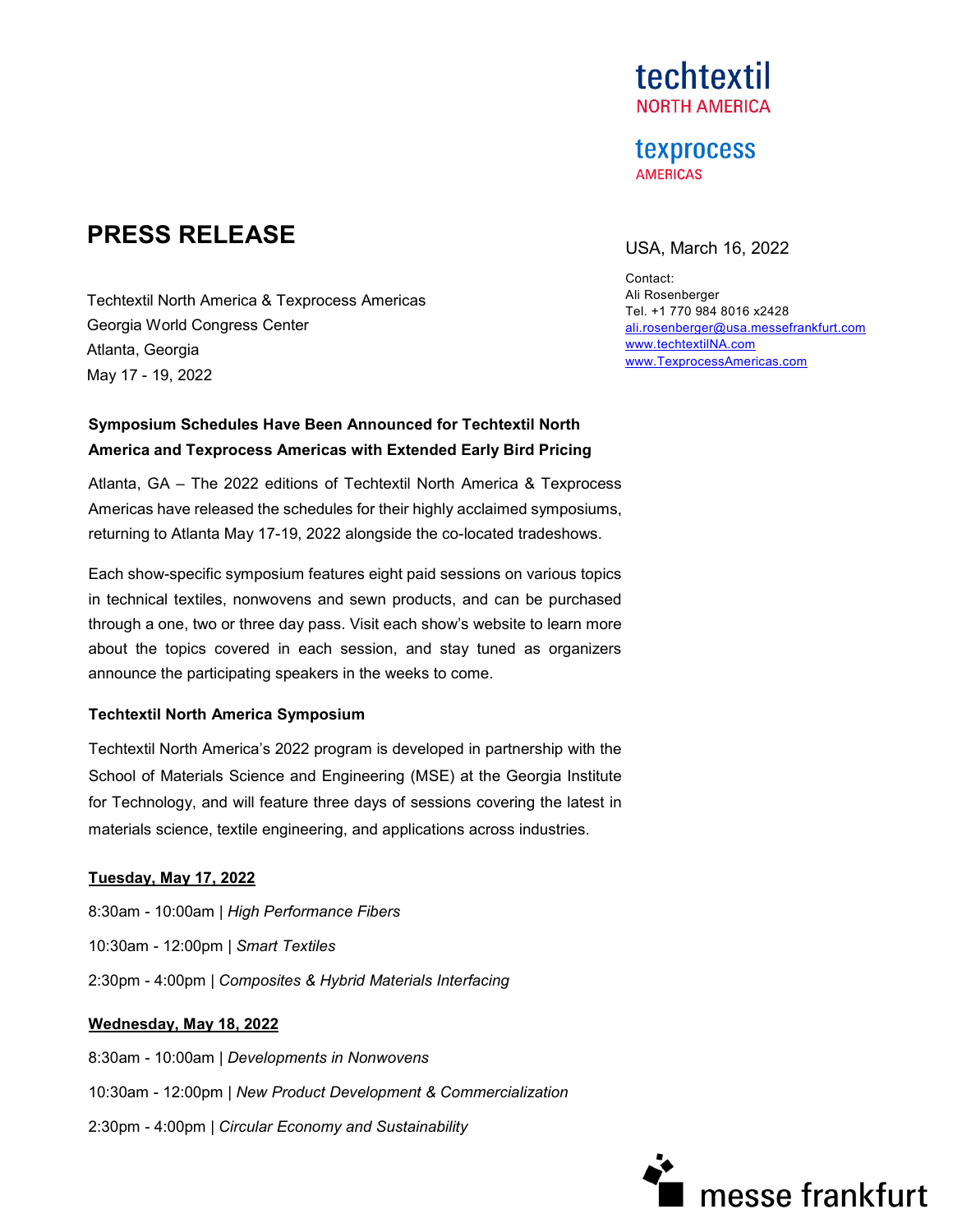techtextil
NORTH AMERICA

texprocess
AMERICAS

# PRESS RELEASE

USA, March 16, 2022

Contact:
Ali Rosenberger
Tel. +1 770 984 8016 x2428
ali.rosenberger@usa.messefrankfurt.com
www.techtextilNA.com
www.TexprocessAmericas.com

Techtextil North America & Texprocess Americas
Georgia World Congress Center
Atlanta, Georgia
May 17 - 19, 2022

**Symposium Schedules Have Been Announced for Techtextil North America and Texprocess Americas with Extended Early Bird Pricing**

Atlanta, GA – The 2022 editions of Techtextil North America & Texprocess Americas have released the schedules for their highly acclaimed symposiums, returning to Atlanta May 17-19, 2022 alongside the co-located tradeshows.

Each show-specific symposium features eight paid sessions on various topics in technical textiles, nonwovens and sewn products, and can be purchased through a one, two or three day pass. Visit each show's website to learn more about the topics covered in each session, and stay tuned as organizers announce the participating speakers in the weeks to come.

**Techtextil North America Symposium**

Techtextil North America's 2022 program is developed in partnership with the School of Materials Science and Engineering (MSE) at the Georgia Institute for Technology, and will feature three days of sessions covering the latest in materials science, textile engineering, and applications across industries.

**Tuesday, May 17, 2022**

8:30am - 10:00am | *High Performance Fibers*

10:30am - 12:00pm | *Smart Textiles*

2:30pm - 4:00pm | *Composites & Hybrid Materials Interfacing*

**Wednesday, May 18, 2022**

8:30am - 10:00am | *Developments in Nonwovens*

10:30am - 12:00pm | *New Product Development & Commercialization*

2:30pm - 4:00pm | *Circular Economy and Sustainability*

messe frankfurt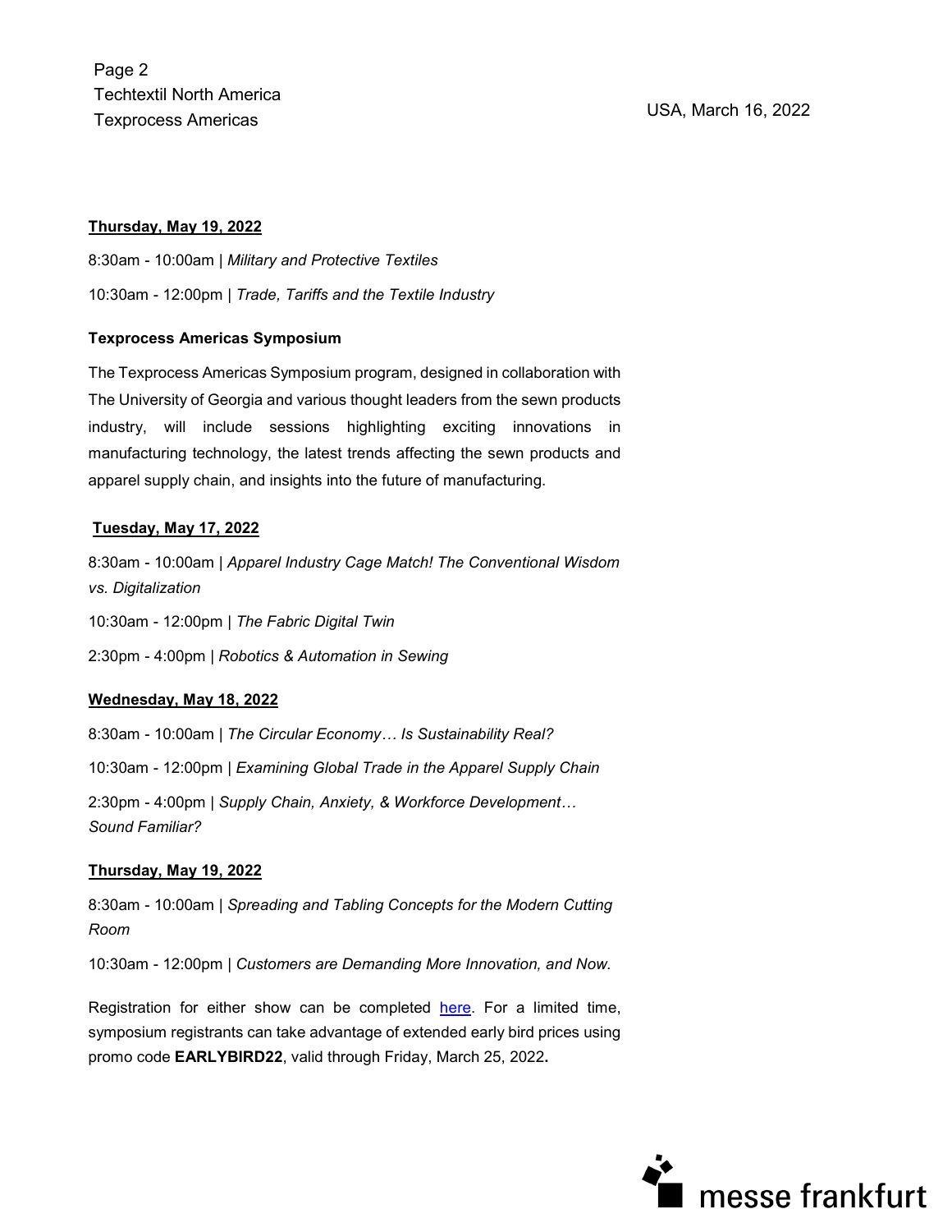**Thursday, May 19, 2022**

8:30am - 10:00am | *Military and Protective Textiles*

10:30am - 12:00pm | *Trade, Tariffs and the Textile Industry*

**Texprocess Americas Symposium**

The Texprocess Americas Symposium program, designed in collaboration with The University of Georgia and various thought leaders from the sewn products industry, will include sessions highlighting exciting innovations in manufacturing technology, the latest trends affecting the sewn products and apparel supply chain, and insights into the future of manufacturing.

**Tuesday, May 17, 2022**

8:30am - 10:00am | *Apparel Industry Cage Match! The Conventional Wisdom vs. Digitalization*

10:30am - 12:00pm | *The Fabric Digital Twin*

2:30pm - 4:00pm | *Robotics & Automation in Sewing*

**Wednesday, May 18, 2022**

8:30am - 10:00am | *The Circular Economy… Is Sustainability Real?*

10:30am - 12:00pm | *Examining Global Trade in the Apparel Supply Chain*

2:30pm - 4:00pm | *Supply Chain, Anxiety, & Workforce Development… Sound Familiar?*

**Thursday, May 19, 2022**

8:30am - 10:00am | *Spreading and Tabling Concepts for the Modern Cutting Room*

10:30am - 12:00pm | *Customers are Demanding More Innovation, and Now.*

Registration for either show can be completed here. For a limited time, symposium registrants can take advantage of extended early bird prices using promo code **EARLYBIRD22**, valid through Friday, March 25, 2022.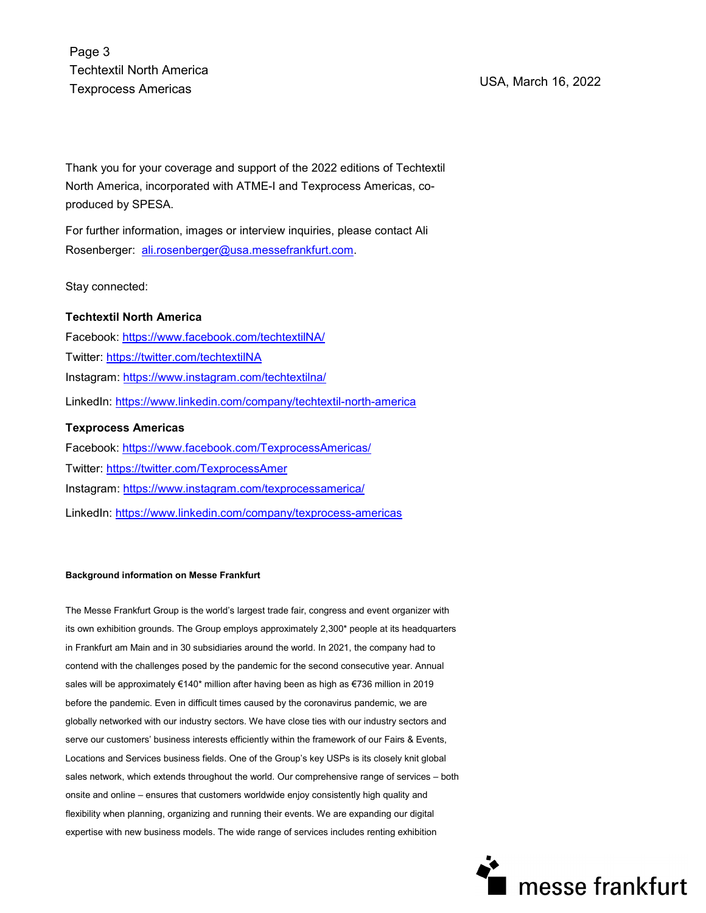Thank you for your coverage and support of the 2022 editions of Techtextil North America, incorporated with ATME-I and Texprocess Americas, co-produced by SPESA.

For further information, images or interview inquiries, please contact Ali Rosenberger: ali.rosenberger@usa.messefrankfurt.com.

Stay connected:

**Techtextil North America**

Facebook: https://www.facebook.com/techtextilNA/

Twitter: https://twitter.com/techtextilNA

Instagram: https://www.instagram.com/techtextilna/

LinkedIn: https://www.linkedin.com/company/techtextil-north-america

**Texprocess Americas**

Facebook: https://www.facebook.com/TexprocessAmericas/

Twitter: https://twitter.com/TexprocessAmer

Instagram: https://www.instagram.com/texprocessamerica/

LinkedIn: https://www.linkedin.com/company/texprocess-americas

**Background information on Messe Frankfurt**

The Messe Frankfurt Group is the world's largest trade fair, congress and event organizer with its own exhibition grounds. The Group employs approximately 2,300* people at its headquarters in Frankfurt am Main and in 30 subsidiaries around the world. In 2021, the company had to contend with the challenges posed by the pandemic for the second consecutive year. Annual sales will be approximately €140* million after having been as high as €736 million in 2019 before the pandemic. Even in difficult times caused by the coronavirus pandemic, we are globally networked with our industry sectors. We have close ties with our industry sectors and serve our customers' business interests efficiently within the framework of our Fairs & Events, Locations and Services business fields. One of the Group's key USPs is its closely knit global sales network, which extends throughout the world. Our comprehensive range of services – both onsite and online – ensures that customers worldwide enjoy consistently high quality and flexibility when planning, organizing and running their events. We are expanding our digital expertise with new business models. The wide range of services includes renting exhibition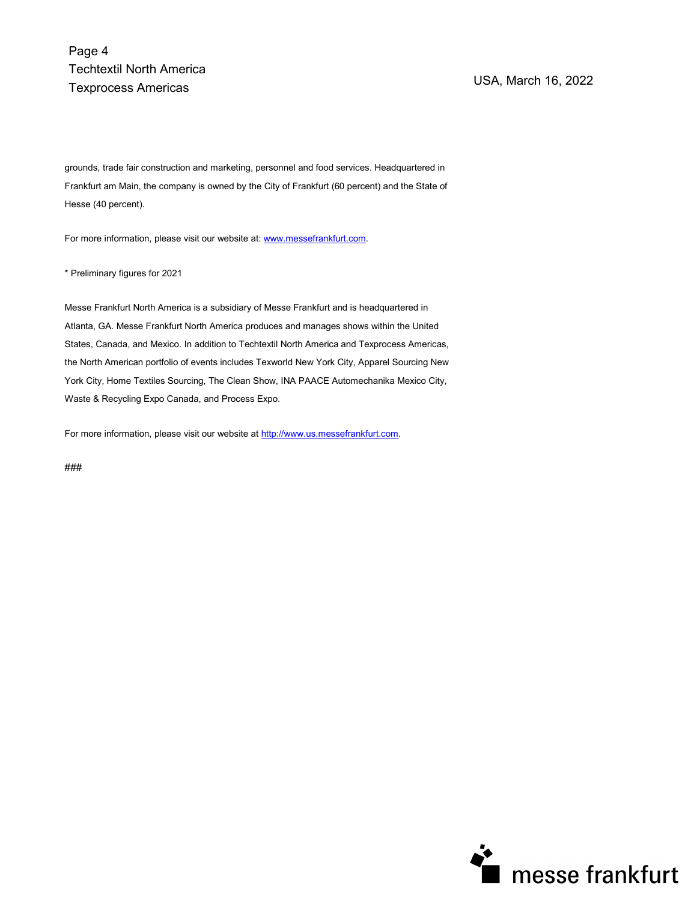grounds, trade fair construction and marketing, personnel and food services. Headquartered in Frankfurt am Main, the company is owned by the City of Frankfurt (60 percent) and the State of Hesse (40 percent).

For more information, please visit our website at: [www.messefrankfurt.com](http://www.messefrankfurt.com).

* Preliminary figures for 2021

Messe Frankfurt North America is a subsidiary of Messe Frankfurt and is headquartered in Atlanta, GA. Messe Frankfurt North America produces and manages shows within the United States, Canada, and Mexico. In addition to Techtextil North America and Texprocess Americas, the North American portfolio of events includes Texworld New York City, Apparel Sourcing New York City, Home Textiles Sourcing, The Clean Show, INA PAACE Automechanika Mexico City, Waste & Recycling Expo Canada, and Process Expo.

For more information, please visit our website at [http://www.us.messefrankfurt.com](http://www.us.messefrankfurt.com).

###